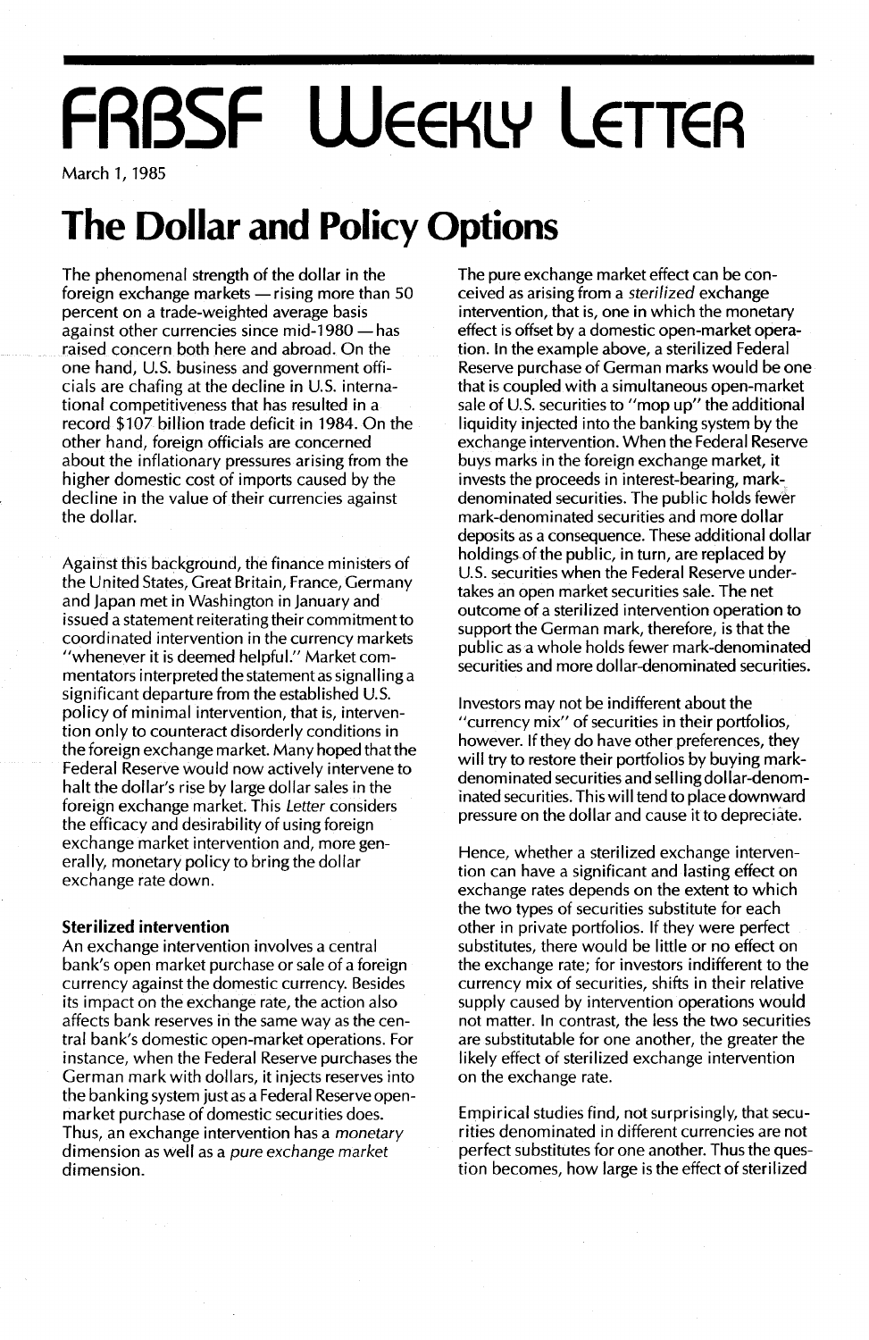# FRBSF Weekly Letter

March 1, 1985

# The Dollar and Policy Options

The phenomenal strength of the dollar in the foreign exchange markets — rising more than 50 percent on a trade-weighted average basis against other currencies since mid-1980 — has raised concern both here and abroad. On the one hand, U.S. business and government officials are chafing at the decline in U.S. international competitiveness that has resulted in a record $107 billion trade deficit in 1984. On the other hand, foreign officials are concerned about the inflationary pressures arising from the higher domestic cost of imports caused by the decline in the value of their currencies against the dollar.

Against this background, the finance ministers of the United States, Great Britain, France, Germany and Japan met in Washington in January and issued a statement reiterating their commitment to coordinated intervention in the currency markets "whenever it is deemed helpful." Market commentators interpreted the statement as signalling a significant departure from the established U.S. policy of minimal intervention, that is, intervention only to counteract disorderly conditions in the foreign exchange market. Many hoped that the Federal Reserve would now actively intervene to halt the dollar's rise by large dollar sales in the foreign exchange market. This *Letter* considers the efficacy and desirability of using foreign exchange market intervention and, more generally, monetary policy to bring the dollar exchange rate down.

### Sterilized intervention

An exchange intervention involves a central bank's open market purchase or sale of a foreign currency against the domestic currency. Besides its impact on the exchange rate, the action also affects bank reserves in the same way as the central bank's domestic open-market operations. For instance, when the Federal Reserve purchases the German mark with dollars, it injects reserves into the banking system just as a Federal Reserve open-market purchase of domestic securities does. Thus, an exchange intervention has a *monetary* dimension as well as a *pure exchange market* dimension.

The pure exchange market effect can be conceived as arising from a *sterilized* exchange intervention, that is, one in which the monetary effect is offset by a domestic open-market operation. In the example above, a sterilized Federal Reserve purchase of German marks would be one that is coupled with a simultaneous open-market sale of U.S. securities to "mop up" the additional liquidity injected into the banking system by the exchange intervention. When the Federal Reserve buys marks in the foreign exchange market, it invests the proceeds in interest-bearing, mark-denominated securities. The public holds fewer mark-denominated securities and more dollar deposits as a consequence. These additional dollar holdings of the public, in turn, are replaced by U.S. securities when the Federal Reserve undertakes an open market securities sale. The net outcome of a sterilized intervention operation to support the German mark, therefore, is that the public as a whole holds fewer mark-denominated securities and more dollar-denominated securities.

Investors may not be indifferent about the "currency mix" of securities in their portfolios, however. If they do have other preferences, they will try to restore their portfolios by buying mark-denominated securities and selling dollar-denominated securities. This will tend to place downward pressure on the dollar and cause it to depreciate.

Hence, whether a sterilized exchange intervention can have a significant and lasting effect on exchange rates depends on the extent to which the two types of securities substitute for each other in private portfolios. If they were perfect substitutes, there would be little or no effect on the exchange rate; for investors indifferent to the currency mix of securities, shifts in their relative supply caused by intervention operations would not matter. In contrast, the less the two securities are substitutable for one another, the greater the likely effect of sterilized exchange intervention on the exchange rate.

Empirical studies find, not surprisingly, that securities denominated in different currencies are not perfect substitutes for one another. Thus the question becomes, how large is the effect of sterilized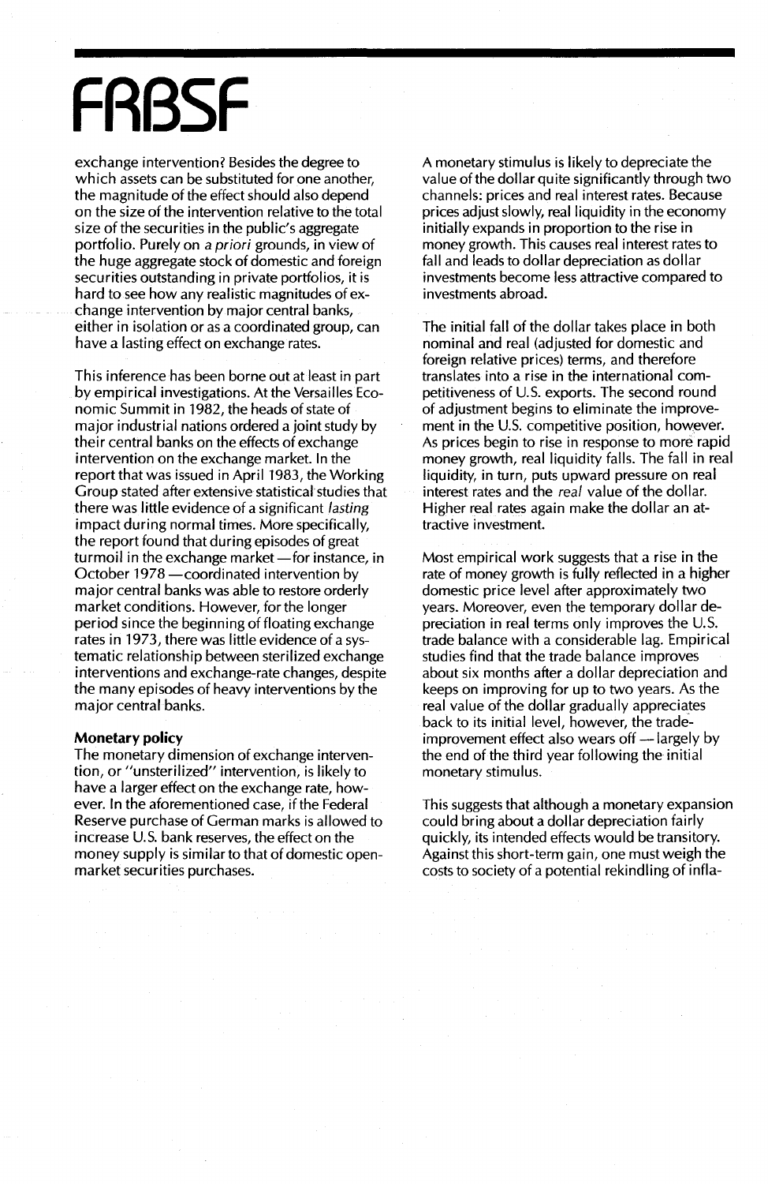exchange intervention? Besides the degree to which assets can be substituted for one another, the magnitude of the effect should also depend on the size of the intervention relative to the total size of the securities in the public's aggregate portfolio. Purely on *a priori* grounds, in view of the huge aggregate stock of domestic and foreign securities outstanding in private portfolios, it is hard to see how any realistic magnitudes of exchange intervention by major central banks, either in isolation or as a coordinated group, can have a lasting effect on exchange rates.

This inference has been borne out at least in part by empirical investigations. At the Versailles Economic Summit in 1982, the heads of state of major industrial nations ordered a joint study by their central banks on the effects of exchange intervention on the exchange market. In the report that was issued in April 1983, the Working Group stated after extensive statistical studies that there was little evidence of a significant *lasting* impact during normal times. More specifically, the report found that during episodes of great turmoil in the exchange market — for instance, in October 1978 — coordinated intervention by major central banks was able to restore orderly market conditions. However, for the longer period since the beginning of floating exchange rates in 1973, there was little evidence of a systematic relationship between sterilized exchange interventions and exchange-rate changes, despite the many episodes of heavy interventions by the major central banks.

**Monetary policy**

The monetary dimension of exchange intervention, or "unsterilized" intervention, is likely to have a larger effect on the exchange rate, however. In the aforementioned case, if the Federal Reserve purchase of German marks is allowed to increase U.S. bank reserves, the effect on the money supply is similar to that of domestic open-market securities purchases.

A monetary stimulus is likely to depreciate the value of the dollar quite significantly through two channels: prices and real interest rates. Because prices adjust slowly, real liquidity in the economy initially expands in proportion to the rise in money growth. This causes real interest rates to fall and leads to dollar depreciation as dollar investments become less attractive compared to investments abroad.

The initial fall of the dollar takes place in both nominal and real (adjusted for domestic and foreign relative prices) terms, and therefore translates into a rise in the international competitiveness of U.S. exports. The second round of adjustment begins to eliminate the improvement in the U.S. competitive position, however. As prices begin to rise in response to more rapid money growth, real liquidity falls. The fall in real liquidity, in turn, puts upward pressure on real interest rates and the *real* value of the dollar. Higher real rates again make the dollar an attractive investment.

Most empirical work suggests that a rise in the rate of money growth is fully reflected in a higher domestic price level after approximately two years. Moreover, even the temporary dollar depreciation in real terms only improves the U.S. trade balance with a considerable lag. Empirical studies find that the trade balance improves about six months after a dollar depreciation and keeps on improving for up to two years. As the real value of the dollar gradually appreciates back to its initial level, however, the trade-improvement effect also wears off — largely by the end of the third year following the initial monetary stimulus.

This suggests that although a monetary expansion could bring about a dollar depreciation fairly quickly, its intended effects would be transitory. Against this short-term gain, one must weigh the costs to society of a potential rekindling of infla-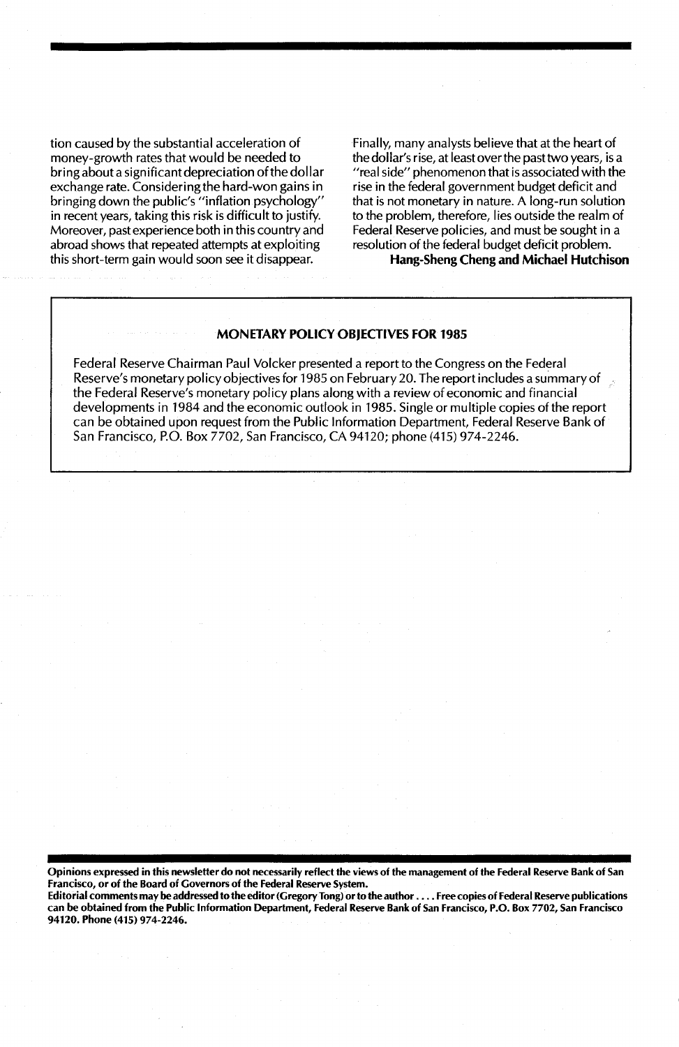tion caused by the substantial acceleration of money-growth rates that would be needed to bring about a significant depreciation of the dollar exchange rate. Considering the hard-won gains in bringing down the public's "inflation psychology" in recent years, taking this risk is difficult to justify. Moreover, past experience both in this country and abroad shows that repeated attempts at exploiting this short-term gain would soon see it disappear.

Finally, many analysts believe that at the heart of the dollar's rise, at least over the past two years, is a "real side" phenomenon that is associated with the rise in the federal government budget deficit and that is not monetary in nature. A long-run solution to the problem, therefore, lies outside the realm of Federal Reserve policies, and must be sought in a resolution of the federal budget deficit problem.

**Hang-Sheng Cheng and Michael Hutchison**

## MONETARY POLICY OBJECTIVES FOR 1985

Federal Reserve Chairman Paul Volcker presented a report to the Congress on the Federal Reserve's monetary policy objectives for 1985 on February 20. The report includes a summary of the Federal Reserve's monetary policy plans along with a review of economic and financial developments in 1984 and the economic outlook in 1985. Single or multiple copies of the report can be obtained upon request from the Public Information Department, Federal Reserve Bank of San Francisco, P.O. Box 7702, San Francisco, CA 94120; phone (415) 974-2246.

**Opinions expressed in this newsletter do not necessarily reflect the views of the management of the Federal Reserve Bank of San Francisco, or of the Board of Governors of the Federal Reserve System.**

**Editorial comments may be addressed to the editor (Gregory Tong) or to the author . . . . Free copies of Federal Reserve publications can be obtained from the Public Information Department, Federal Reserve Bank of San Francisco, P.O. Box 7702, San Francisco 94120. Phone (415) 974-2246.**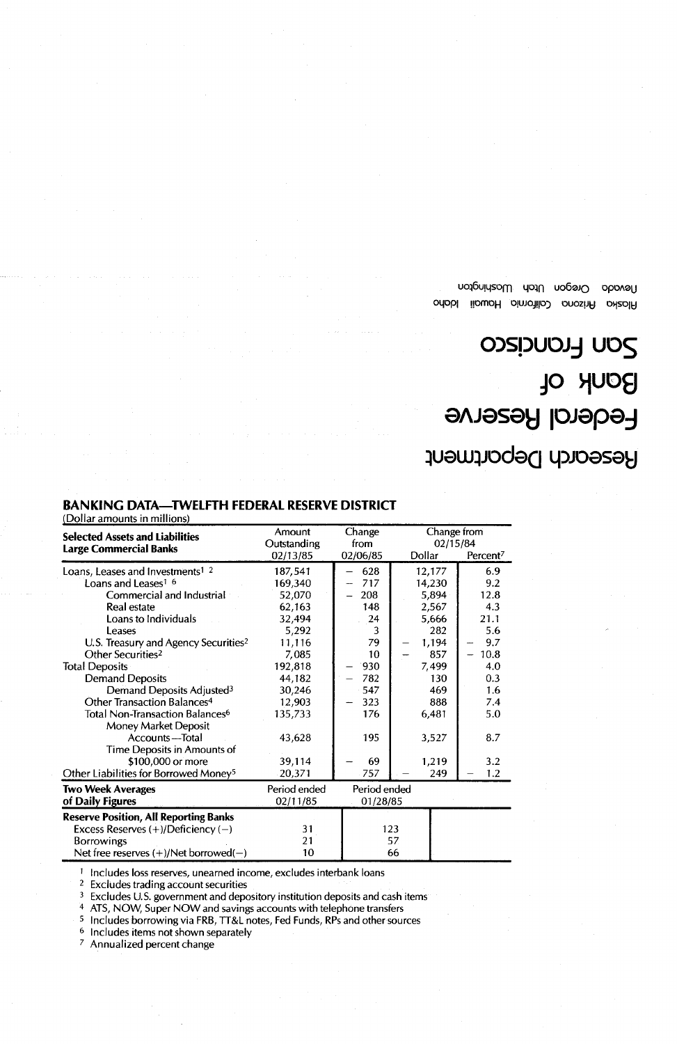Research Department

Federal Reserve

Bank of

San Francisco

Alaska Arizona California Hawaii Idaho

Nevada Oregon Utah Washington

## BANKING DATA—TWELFTH FEDERAL RESERVE DISTRICT

(Dollar amounts in millions)

| **Selected Assets and Liabilities Large Commercial Banks** | Amount Outstanding 02/13/85 | Change from 02/06/85 | Change from 02/15/84 Dollar | Change from 02/15/84 Percent[7] |
|---|---|---|---|---|
| Loans, Leases and Investments[1 2] | 187,541 | – 628 | 12,177 | 6.9 |
| Loans and Leases[1 6] | 169,340 | – 717 | 14,230 | 9.2 |
| Commercial and Industrial | 52,070 | – 208 | 5,894 | 12.8 |
| Real estate | 62,163 | 148 | 2,567 | 4.3 |
| Loans to Individuals | 32,494 | 24 | 5,666 | 21.1 |
| Leases | 5,292 | 3 | 282 | 5.6 |
| U.S. Treasury and Agency Securities[2] | 11,116 | 79 | – 1,194 | – 9.7 |
| Other Securities[2] | 7,085 | 10 | – 857 | – 10.8 |
| Total Deposits | 192,818 | – 930 | 7,499 | 4.0 |
| Demand Deposits | 44,182 | – 782 | 130 | 0.3 |
| Demand Deposits Adjusted[3] | 30,246 | 547 | 469 | 1.6 |
| Other Transaction Balances[4] | 12,903 | – 323 | 888 | 7.4 |
| Total Non-Transaction Balances[6] | 135,733 | 176 | 6,481 | 5.0 |
| Money Market Deposit Accounts—Total | 43,628 | 195 | 3,527 | 8.7 |
| Time Deposits in Amounts of $100,000 or more | 39,114 | – 69 | 1,219 | 3.2 |
| Other Liabilities for Borrowed Money[5] | 20,371 | 757 | – 249 | – 1.2 |
| **Two Week Averages of Daily Figures** | Period ended 02/11/85 | Period ended 01/28/85 | | |
| **Reserve Position, All Reporting Banks** | | | | |
| Excess Reserves (+)/Deficiency (–) | 31 | 123 | | |
| Borrowings | 21 | 57 | | |
| Net free reserves (+)/Net borrowed(–) | 10 | 66 | | |

[1] Includes loss reserves, unearned income, excludes interbank loans
[2] Excludes trading account securities
[3] Excludes U.S. government and depository institution deposits and cash items
[4] ATS, NOW, Super NOW and savings accounts with telephone transfers
[5] Includes borrowing via FRB, TT&L notes, Fed Funds, RPs and other sources
[6] Includes items not shown separately
[7] Annualized percent change